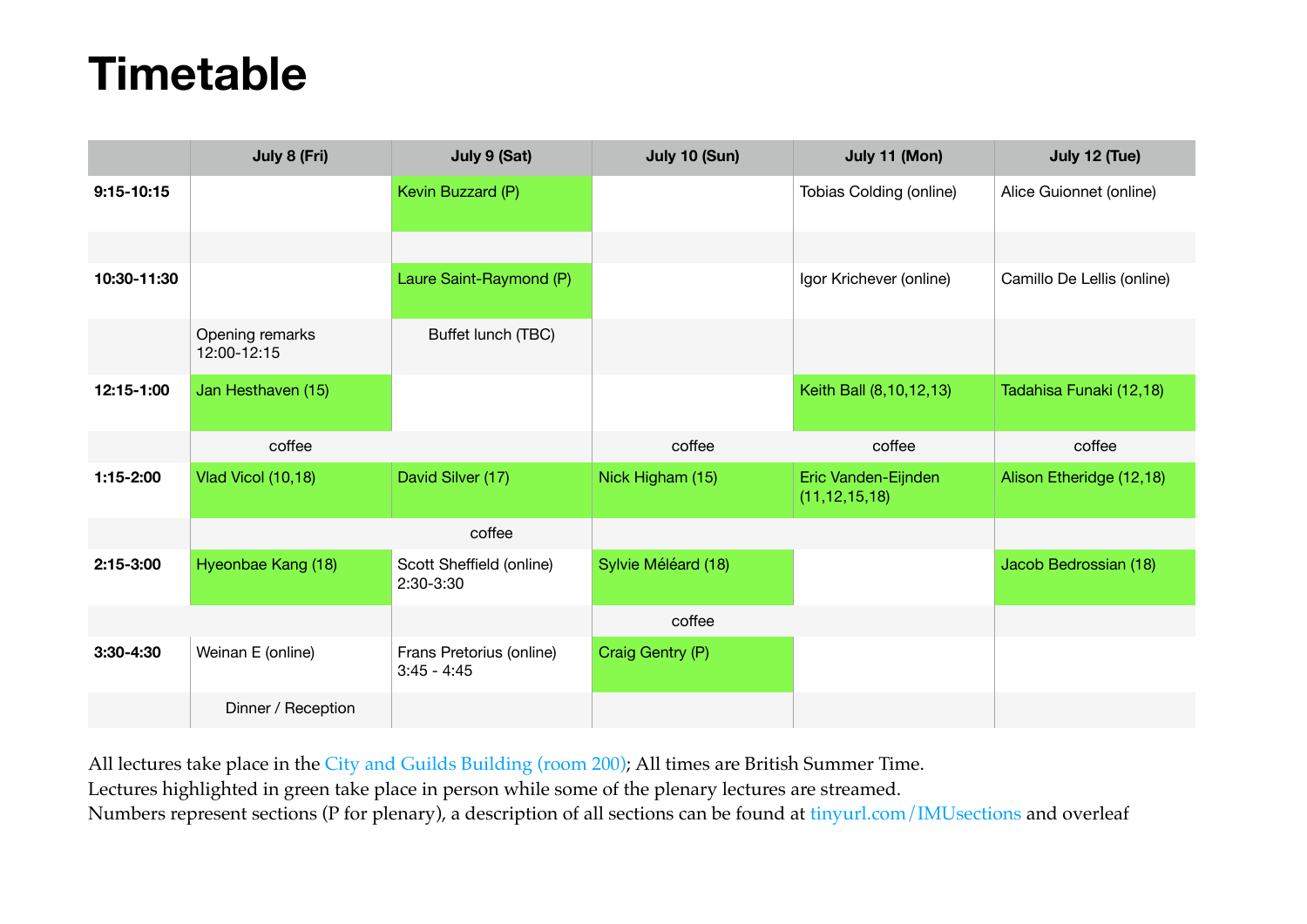# Timetable

| | July 8 (Fri) | July 9 (Sat) | July 10 (Sun) | July 11 (Mon) | July 12 (Tue) |
|---|---|---|---|---|---|
| **9:15-10:15** | | Kevin Buzzard (P) | | Tobias Colding (online) | Alice Guionnet (online) |
| | | | | | |
| **10:30-11:30** | | Laure Saint-Raymond (P) | | Igor Krichever (online) | Camillo De Lellis (online) |
| | Opening remarks 12:00-12:15 | Buffet lunch (TBC) | | | |
| **12:15-1:00** | Jan Hesthaven (15) | | | Keith Ball (8,10,12,13) | Tadahisa Funaki (12,18) |
| | coffee | | coffee | coffee | coffee |
| **1:15-2:00** | Vlad Vicol (10,18) | David Silver (17) | Nick Higham (15) | Eric Vanden-Eijnden (11,12,15,18) | Alison Etheridge (12,18) |
| | | coffee | | | |
| **2:15-3:00** | Hyeonbae Kang (18) | Scott Sheffield (online) 2:30-3:30 | Sylvie Méléard (18) | | Jacob Bedrossian (18) |
| | | | coffee | | |
| **3:30-4:30** | Weinan E (online) | Frans Pretorius (online) 3:45 - 4:45 | Craig Gentry (P) | | |
| | Dinner / Reception | | | | |

All lectures take place in the City and Guilds Building (room 200); All times are British Summer Time.
Lectures highlighted in green take place in person while some of the plenary lectures are streamed.
Numbers represent sections (P for plenary), a description of all sections can be found at tinyurl.com/IMUsections and overleaf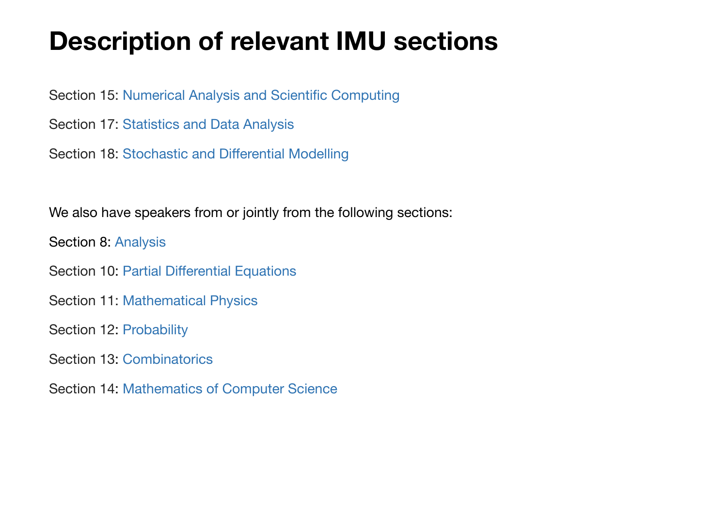# Description of relevant IMU sections

Section 15: Numerical Analysis and Scientific Computing

Section 17: Statistics and Data Analysis

Section 18: Stochastic and Differential Modelling

We also have speakers from or jointly from the following sections:

Section 8: Analysis

Section 10: Partial Differential Equations

Section 11: Mathematical Physics

Section 12: Probability

Section 13: Combinatorics

Section 14: Mathematics of Computer Science